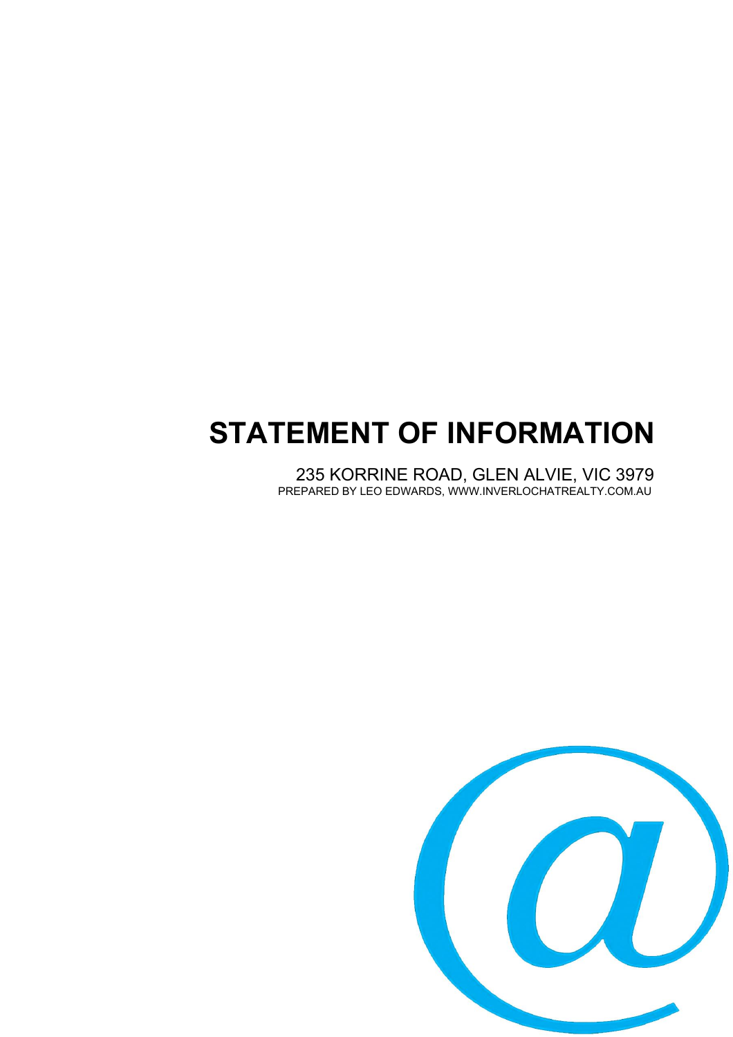# STATEMENT OF INFORMATION

235 KORRINE ROAD, GLEN ALVIE, VIC 3979

PREPARED BY LEO EDWARDS, WWW.INVERLOCHATREALTY.COM.AU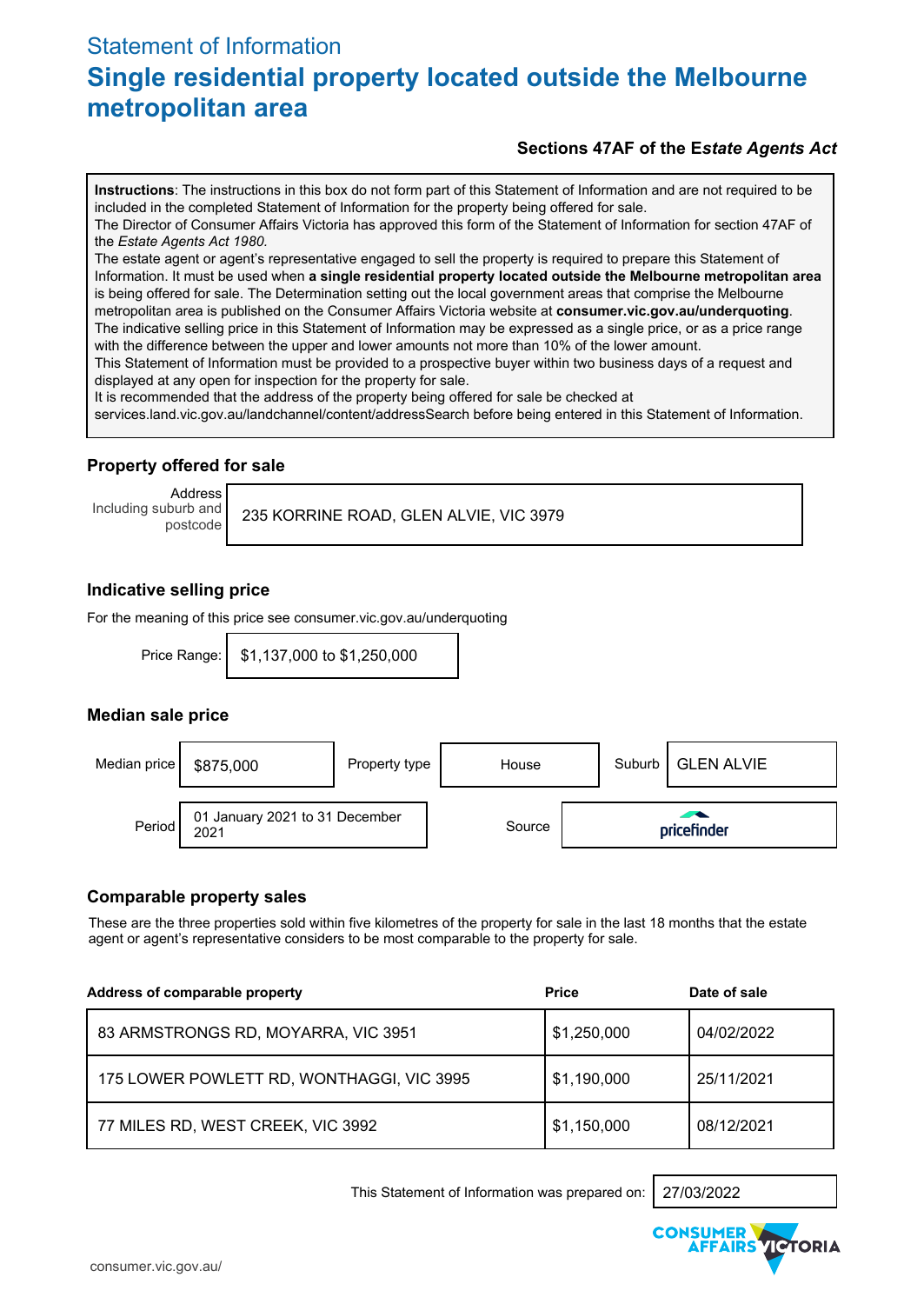# Statement of Information

## Single residential property located outside the Melbourne metropolitan area

**Sections 47AF of the E*state Agents Act***

**Instructions**: The instructions in this box do not form part of this Statement of Information and are not required to be included in the completed Statement of Information for the property being offered for sale.
The Director of Consumer Affairs Victoria has approved this form of the Statement of Information for section 47AF of the *Estate Agents Act 1980.*
The estate agent or agent's representative engaged to sell the property is required to prepare this Statement of Information. It must be used when **a single residential property located outside the Melbourne metropolitan area** is being offered for sale. The Determination setting out the local government areas that comprise the Melbourne metropolitan area is published on the Consumer Affairs Victoria website at **consumer.vic.gov.au/underquoting**.
The indicative selling price in this Statement of Information may be expressed as a single price, or as a price range with the difference between the upper and lower amounts not more than 10% of the lower amount.
This Statement of Information must be provided to a prospective buyer within two business days of a request and displayed at any open for inspection for the property for sale.
It is recommended that the address of the property being offered for sale be checked at services.land.vic.gov.au/landchannel/content/addressSearch before being entered in this Statement of Information.

### Property offered for sale

Address Including suburb and postcode: 235 KORRINE ROAD, GLEN ALVIE, VIC 3979

### Indicative selling price

For the meaning of this price see consumer.vic.gov.au/underquoting

Price Range: $1,137,000 to $1,250,000

### Median sale price

| | | | | | |
|---|---|---|---|---|---|
| Median price | $875,000 | Property type | House | Suburb | GLEN ALVIE |
| Period | 01 January 2021 to 31 December 2021 | Source | pricefinder | | |

### Comparable property sales

These are the three properties sold within five kilometres of the property for sale in the last 18 months that the estate agent or agent's representative considers to be most comparable to the property for sale.

| Address of comparable property | Price | Date of sale |
|---|---|---|
| 83 ARMSTRONGS RD, MOYARRA, VIC 3951 | $1,250,000 | 04/02/2022 |
| 175 LOWER POWLETT RD, WONTHAGGI, VIC 3995 | $1,190,000 | 25/11/2021 |
| 77 MILES RD, WEST CREEK, VIC 3992 | $1,150,000 | 08/12/2021 |

This Statement of Information was prepared on: 27/03/2022